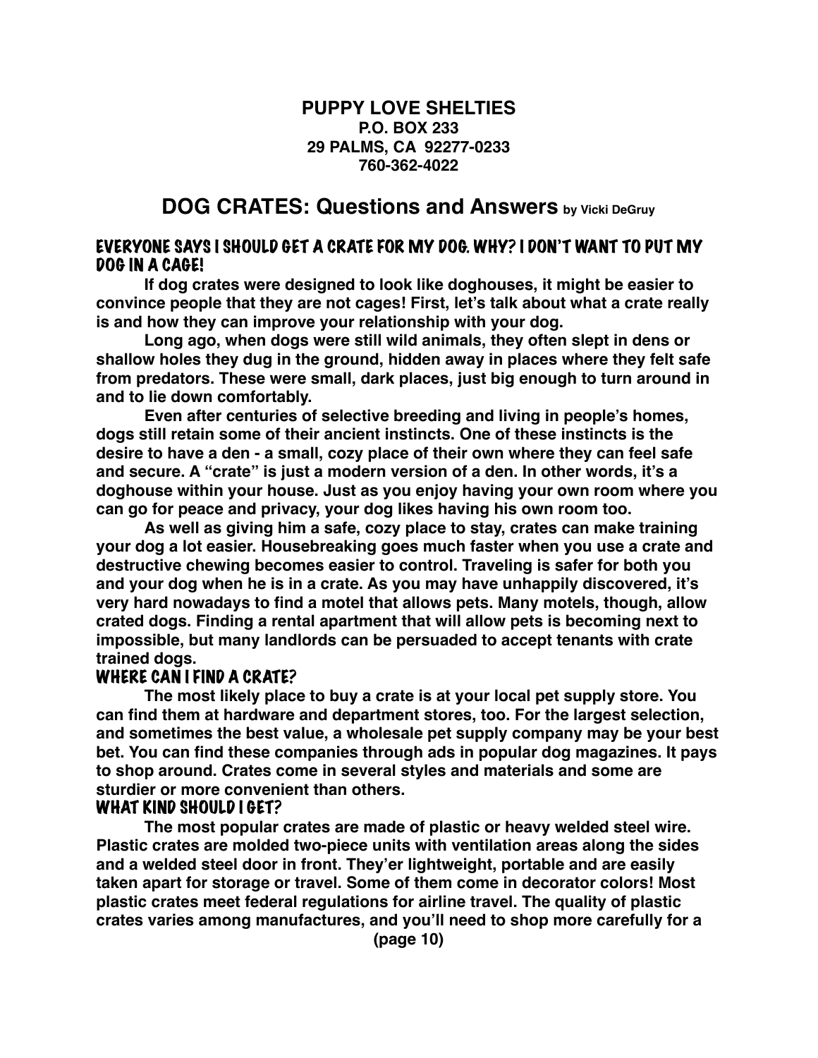**PUPPY LOVE SHELTIES**
**P.O. BOX 233**
**29 PALMS, CA 92277-0233**
**760-362-4022**

# DOG CRATES: Questions and Answers by Vicki DeGruy

### EVERYONE SAYS I SHOULD GET A CRATE FOR MY DOG. WHY? I DON'T WANT TO PUT MY DOG IN A CAGE!

**If dog crates were designed to look like doghouses, it might be easier to convince people that they are not cages! First, let's talk about what a crate really is and how they can improve your relationship with your dog.**

**Long ago, when dogs were still wild animals, they often slept in dens or shallow holes they dug in the ground, hidden away in places where they felt safe from predators. These were small, dark places, just big enough to turn around in and to lie down comfortably.**

**Even after centuries of selective breeding and living in people's homes, dogs still retain some of their ancient instincts. One of these instincts is the desire to have a den - a small, cozy place of their own where they can feel safe and secure. A "crate" is just a modern version of a den. In other words, it's a doghouse within your house. Just as you enjoy having your own room where you can go for peace and privacy, your dog likes having his own room too.**

**As well as giving him a safe, cozy place to stay, crates can make training your dog a lot easier. Housebreaking goes much faster when you use a crate and destructive chewing becomes easier to control. Traveling is safer for both you and your dog when he is in a crate. As you may have unhappily discovered, it's very hard nowadays to find a motel that allows pets. Many motels, though, allow crated dogs. Finding a rental apartment that will allow pets is becoming next to impossible, but many landlords can be persuaded to accept tenants with crate trained dogs.**

### WHERE CAN I FIND A CRATE?

**The most likely place to buy a crate is at your local pet supply store. You can find them at hardware and department stores, too. For the largest selection, and sometimes the best value, a wholesale pet supply company may be your best bet. You can find these companies through ads in popular dog magazines. It pays to shop around. Crates come in several styles and materials and some are sturdier or more convenient than others.**

### WHAT KIND SHOULD I GET?

**The most popular crates are made of plastic or heavy welded steel wire. Plastic crates are molded two-piece units with ventilation areas along the sides and a welded steel door in front. They'er lightweight, portable and are easily taken apart for storage or travel. Some of them come in decorator colors! Most plastic crates meet federal regulations for airline travel. The quality of plastic crates varies among manufactures, and you'll need to shop more carefully for a**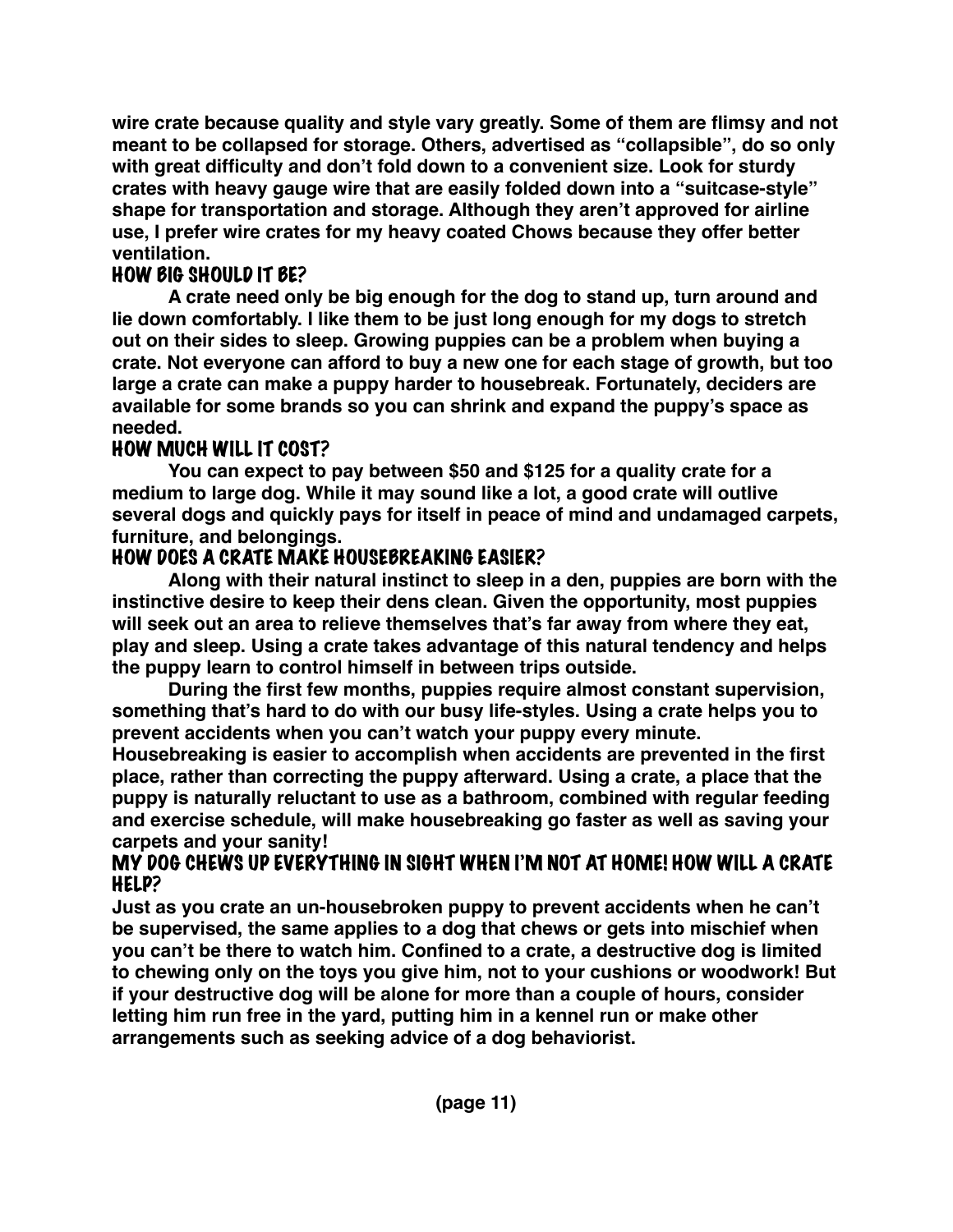**wire crate because quality and style vary greatly. Some of them are flimsy and not meant to be collapsed for storage. Others, advertised as "collapsible", do so only with great difficulty and don't fold down to a convenient size. Look for sturdy crates with heavy gauge wire that are easily folded down into a "suitcase-style" shape for transportation and storage. Although they aren't approved for airline use, I prefer wire crates for my heavy coated Chows because they offer better ventilation.**

## HOW BIG SHOULD IT BE?

**A crate need only be big enough for the dog to stand up, turn around and lie down comfortably. I like them to be just long enough for my dogs to stretch out on their sides to sleep. Growing puppies can be a problem when buying a crate. Not everyone can afford to buy a new one for each stage of growth, but too large a crate can make a puppy harder to housebreak. Fortunately, deciders are available for some brands so you can shrink and expand the puppy's space as needed.**

## HOW MUCH WILL IT COST?

**You can expect to pay between $50 and $125 for a quality crate for a medium to large dog. While it may sound like a lot, a good crate will outlive several dogs and quickly pays for itself in peace of mind and undamaged carpets, furniture, and belongings.**

## HOW DOES A CRATE MAKE HOUSEBREAKING EASIER?

**Along with their natural instinct to sleep in a den, puppies are born with the instinctive desire to keep their dens clean. Given the opportunity, most puppies will seek out an area to relieve themselves that's far away from where they eat, play and sleep. Using a crate takes advantage of this natural tendency and helps the puppy learn to control himself in between trips outside.**

**During the first few months, puppies require almost constant supervision, something that's hard to do with our busy life-styles. Using a crate helps you to prevent accidents when you can't watch your puppy every minute. Housebreaking is easier to accomplish when accidents are prevented in the first place, rather than correcting the puppy afterward. Using a crate, a place that the puppy is naturally reluctant to use as a bathroom, combined with regular feeding and exercise schedule, will make housebreaking go faster as well as saving your carpets and your sanity!**

## MY DOG CHEWS UP EVERYTHING IN SIGHT WHEN I'M NOT AT HOME! HOW WILL A CRATE HELP?

**Just as you crate an un-housebroken puppy to prevent accidents when he can't be supervised, the same applies to a dog that chews or gets into mischief when you can't be there to watch him. Confined to a crate, a destructive dog is limited to chewing only on the toys you give him, not to your cushions or woodwork! But if your destructive dog will be alone for more than a couple of hours, consider letting him run free in the yard, putting him in a kennel run or make other arrangements such as seeking advice of a dog behaviorist.**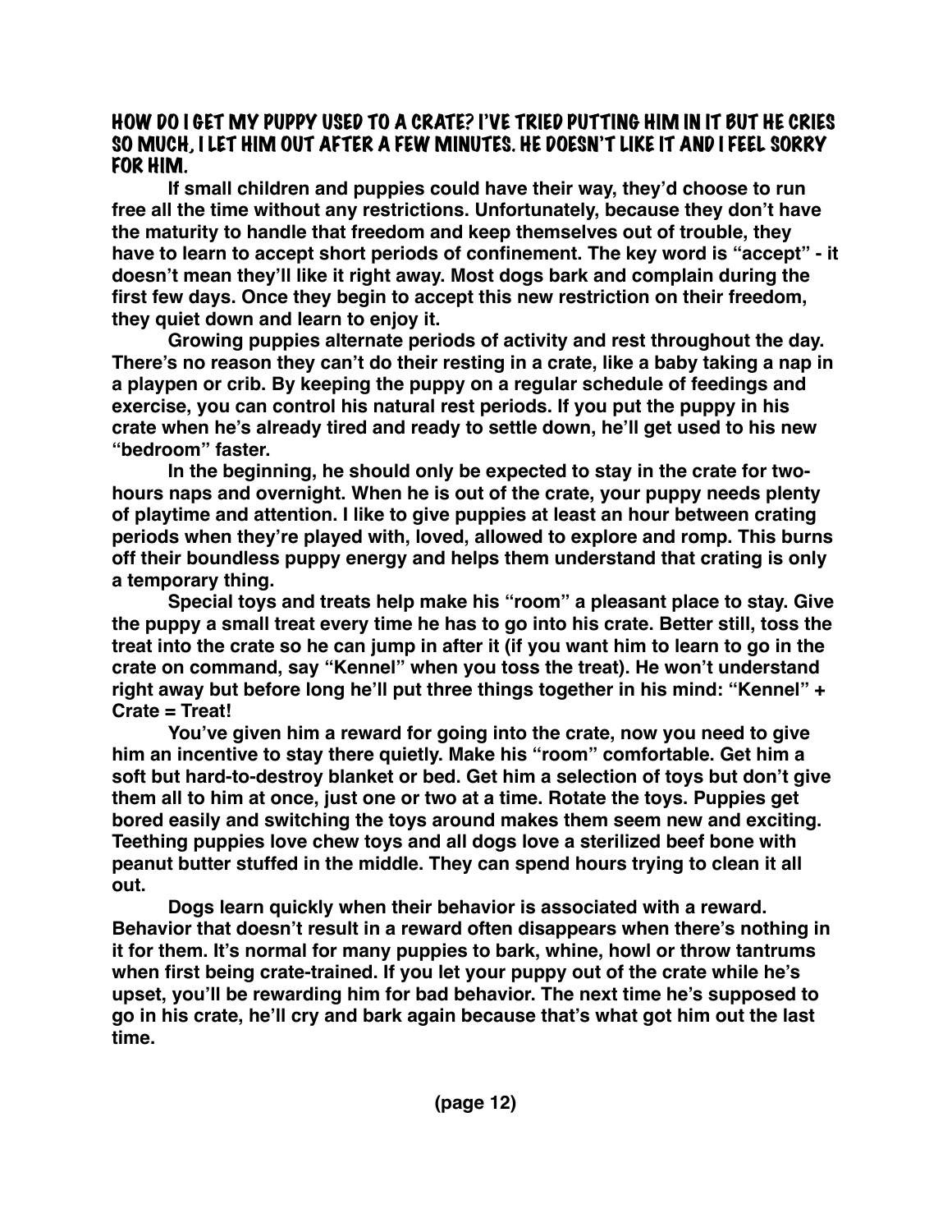### HOW DO I GET MY PUPPY USED TO A CRATE? I'VE TRIED PUTTING HIM IN IT BUT HE CRIES SO MUCH, I LET HIM OUT AFTER A FEW MINUTES. HE DOESN'T LIKE IT AND I FEEL SORRY FOR HIM.

**If small children and puppies could have their way, they'd choose to run free all the time without any restrictions. Unfortunately, because they don't have the maturity to handle that freedom and keep themselves out of trouble, they have to learn to accept short periods of confinement. The key word is "accept" - it doesn't mean they'll like it right away. Most dogs bark and complain during the first few days. Once they begin to accept this new restriction on their freedom, they quiet down and learn to enjoy it.**

**Growing puppies alternate periods of activity and rest throughout the day. There's no reason they can't do their resting in a crate, like a baby taking a nap in a playpen or crib. By keeping the puppy on a regular schedule of feedings and exercise, you can control his natural rest periods. If you put the puppy in his crate when he's already tired and ready to settle down, he'll get used to his new "bedroom" faster.**

**In the beginning, he should only be expected to stay in the crate for two-hours naps and overnight. When he is out of the crate, your puppy needs plenty of playtime and attention. I like to give puppies at least an hour between crating periods when they're played with, loved, allowed to explore and romp. This burns off their boundless puppy energy and helps them understand that crating is only a temporary thing.**

**Special toys and treats help make his "room" a pleasant place to stay. Give the puppy a small treat every time he has to go into his crate. Better still, toss the treat into the crate so he can jump in after it (if you want him to learn to go in the crate on command, say "Kennel" when you toss the treat). He won't understand right away but before long he'll put three things together in his mind: "Kennel" + Crate = Treat!**

**You've given him a reward for going into the crate, now you need to give him an incentive to stay there quietly. Make his "room" comfortable. Get him a soft but hard-to-destroy blanket or bed. Get him a selection of toys but don't give them all to him at once, just one or two at a time. Rotate the toys. Puppies get bored easily and switching the toys around makes them seem new and exciting. Teething puppies love chew toys and all dogs love a sterilized beef bone with peanut butter stuffed in the middle. They can spend hours trying to clean it all out.**

**Dogs learn quickly when their behavior is associated with a reward. Behavior that doesn't result in a reward often disappears when there's nothing in it for them. It's normal for many puppies to bark, whine, howl or throw tantrums when first being crate-trained. If you let your puppy out of the crate while he's upset, you'll be rewarding him for bad behavior. The next time he's supposed to go in his crate, he'll cry and bark again because that's what got him out the last time.**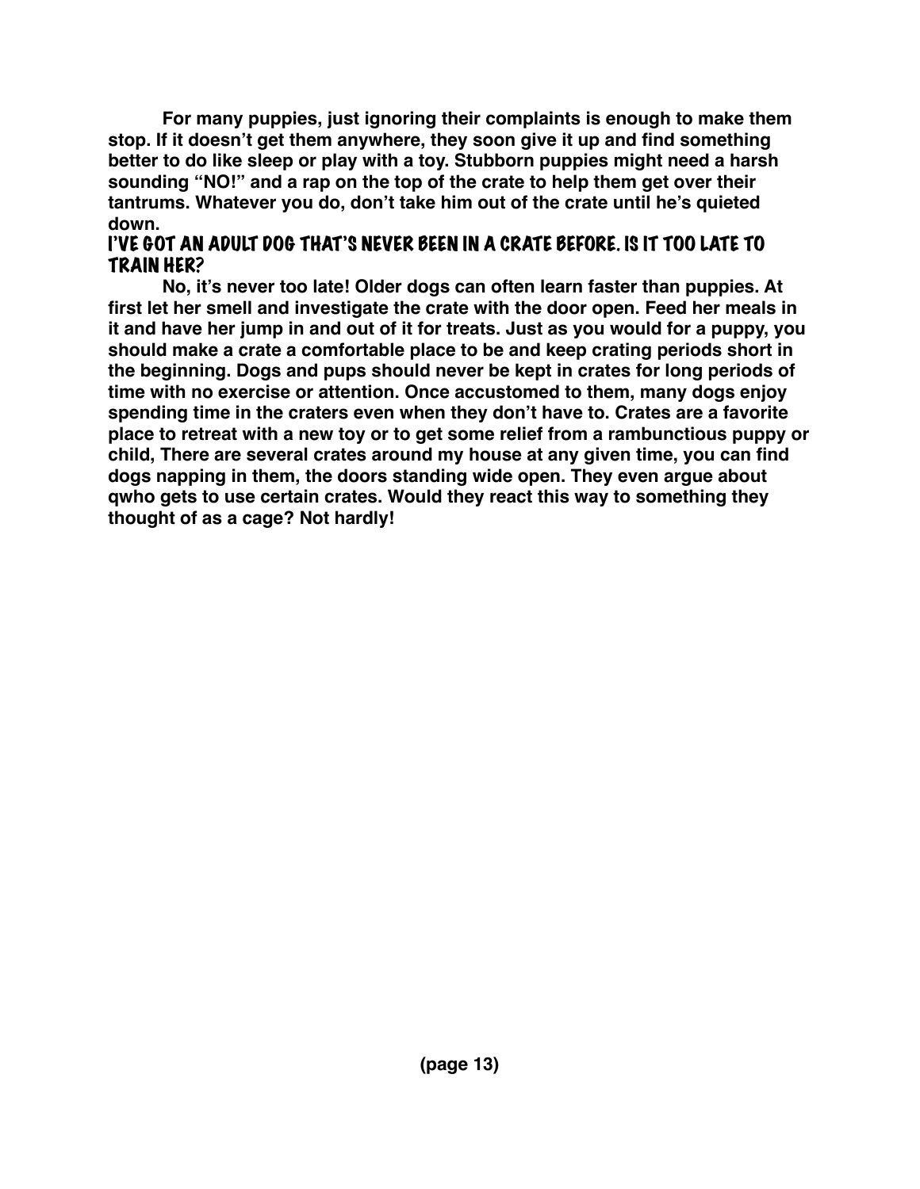**For many puppies, just ignoring their complaints is enough to make them stop. If it doesn't get them anywhere, they soon give it up and find something better to do like sleep or play with a toy. Stubborn puppies might need a harsh sounding "NO!" and a rap on the top of the crate to help them get over their tantrums. Whatever you do, don't take him out of the crate until he's quieted down.**

### I'VE GOT AN ADULT DOG THAT'S NEVER BEEN IN A CRATE BEFORE. IS IT TOO LATE TO TRAIN HER?

**No, it's never too late! Older dogs can often learn faster than puppies. At first let her smell and investigate the crate with the door open. Feed her meals in it and have her jump in and out of it for treats. Just as you would for a puppy, you should make a crate a comfortable place to be and keep crating periods short in the beginning. Dogs and pups should never be kept in crates for long periods of time with no exercise or attention. Once accustomed to them, many dogs enjoy spending time in the craters even when they don't have to. Crates are a favorite place to retreat with a new toy or to get some relief from a rambunctious puppy or child, There are several crates around my house at any given time, you can find dogs napping in them, the doors standing wide open. They even argue about qwho gets to use certain crates. Would they react this way to something they thought of as a cage? Not hardly!**